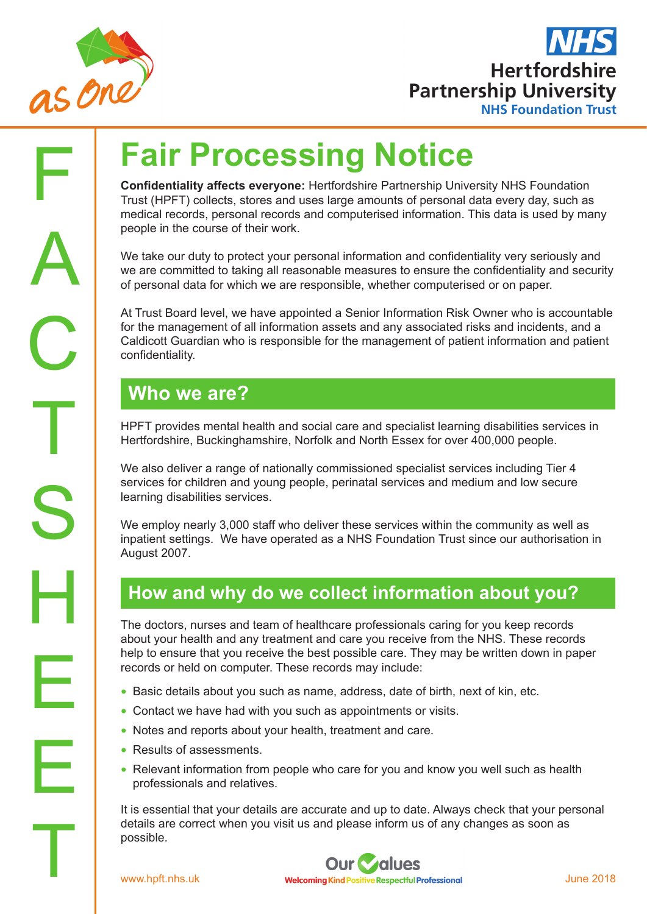# Fair Processing Notice

**Confidentiality affects everyone:** Hertfordshire Partnership University NHS Foundation Trust (HPFT) collects, stores and uses large amounts of personal data every day, such as medical records, personal records and computerised information. This data is used by many people in the course of their work.

We take our duty to protect your personal information and confidentiality very seriously and we are committed to taking all reasonable measures to ensure the confidentiality and security of personal data for which we are responsible, whether computerised or on paper.

At Trust Board level, we have appointed a Senior Information Risk Owner who is accountable for the management of all information assets and any associated risks and incidents, and a Caldicott Guardian who is responsible for the management of patient information and patient confidentiality.

## Who we are?

HPFT provides mental health and social care and specialist learning disabilities services in Hertfordshire, Buckinghamshire, Norfolk and North Essex for over 400,000 people.

We also deliver a range of nationally commissioned specialist services including Tier 4 services for children and young people, perinatal services and medium and low secure learning disabilities services.

We employ nearly 3,000 staff who deliver these services within the community as well as inpatient settings. We have operated as a NHS Foundation Trust since our authorisation in August 2007.

## How and why do we collect information about you?

The doctors, nurses and team of healthcare professionals caring for you keep records about your health and any treatment and care you receive from the NHS. These records help to ensure that you receive the best possible care. They may be written down in paper records or held on computer. These records may include:

- Basic details about you such as name, address, date of birth, next of kin, etc.
- Contact we have had with you such as appointments or visits.
- Notes and reports about your health, treatment and care.
- Results of assessments.
- Relevant information from people who care for you and know you well such as health professionals and relatives.

It is essential that your details are accurate and up to date. Always check that your personal details are correct when you visit us and please inform us of any changes as soon as possible.

www.hpft.nhs.uk

Our Values
Welcoming Kind Positive Respectful Professional

June 2018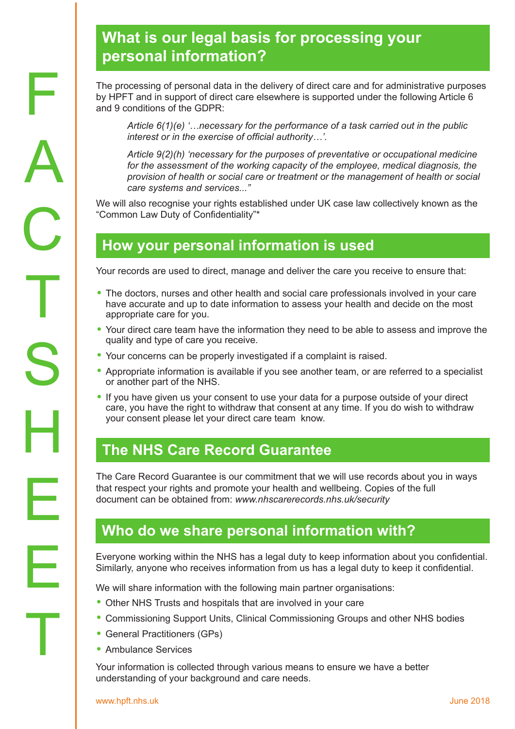## What is our legal basis for processing your personal information?

The processing of personal data in the delivery of direct care and for administrative purposes by HPFT and in support of direct care elsewhere is supported under the following Article 6 and 9 conditions of the GDPR:

> *Article 6(1)(e) '…necessary for the performance of a task carried out in the public interest or in the exercise of official authority…'.*
>
> *Article 9(2)(h) 'necessary for the purposes of preventative or occupational medicine for the assessment of the working capacity of the employee, medical diagnosis, the provision of health or social care or treatment or the management of health or social care systems and services..."*

We will also recognise your rights established under UK case law collectively known as the "Common Law Duty of Confidentiality"*

## How your personal information is used

Your records are used to direct, manage and deliver the care you receive to ensure that:

- The doctors, nurses and other health and social care professionals involved in your care have accurate and up to date information to assess your health and decide on the most appropriate care for you.
- Your direct care team have the information they need to be able to assess and improve the quality and type of care you receive.
- Your concerns can be properly investigated if a complaint is raised.
- Appropriate information is available if you see another team, or are referred to a specialist or another part of the NHS.
- If you have given us your consent to use your data for a purpose outside of your direct care, you have the right to withdraw that consent at any time. If you do wish to withdraw your consent please let your direct care team know.

## The NHS Care Record Guarantee

The Care Record Guarantee is our commitment that we will use records about you in ways that respect your rights and promote your health and wellbeing. Copies of the full document can be obtained from: *www.nhscarerecords.nhs.uk/security*

## Who do we share personal information with?

Everyone working within the NHS has a legal duty to keep information about you confidential. Similarly, anyone who receives information from us has a legal duty to keep it confidential.

We will share information with the following main partner organisations:

- Other NHS Trusts and hospitals that are involved in your care
- Commissioning Support Units, Clinical Commissioning Groups and other NHS bodies
- General Practitioners (GPs)
- Ambulance Services

Your information is collected through various means to ensure we have a better understanding of your background and care needs.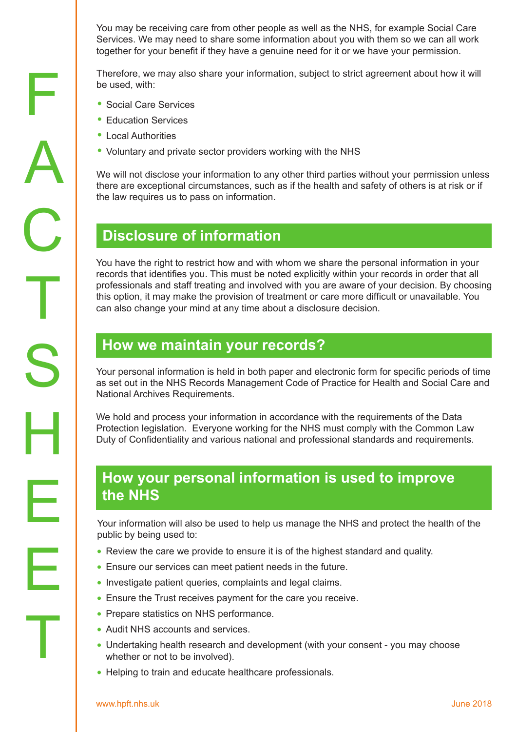You may be receiving care from other people as well as the NHS, for example Social Care Services. We may need to share some information about you with them so we can all work together for your benefit if they have a genuine need for it or we have your permission.

Therefore, we may also share your information, subject to strict agreement about how it will be used, with:

- Social Care Services
- Education Services
- Local Authorities
- Voluntary and private sector providers working with the NHS

We will not disclose your information to any other third parties without your permission unless there are exceptional circumstances, such as if the health and safety of others is at risk or if the law requires us to pass on information.

## Disclosure of information

You have the right to restrict how and with whom we share the personal information in your records that identifies you. This must be noted explicitly within your records in order that all professionals and staff treating and involved with you are aware of your decision. By choosing this option, it may make the provision of treatment or care more difficult or unavailable. You can also change your mind at any time about a disclosure decision.

## How we maintain your records?

Your personal information is held in both paper and electronic form for specific periods of time as set out in the NHS Records Management Code of Practice for Health and Social Care and National Archives Requirements.

We hold and process your information in accordance with the requirements of the Data Protection legislation. Everyone working for the NHS must comply with the Common Law Duty of Confidentiality and various national and professional standards and requirements.

## How your personal information is used to improve the NHS

Your information will also be used to help us manage the NHS and protect the health of the public by being used to:

- Review the care we provide to ensure it is of the highest standard and quality.
- Ensure our services can meet patient needs in the future.
- Investigate patient queries, complaints and legal claims.
- Ensure the Trust receives payment for the care you receive.
- Prepare statistics on NHS performance.
- Audit NHS accounts and services.
- Undertaking health research and development (with your consent - you may choose whether or not to be involved).
- Helping to train and educate healthcare professionals.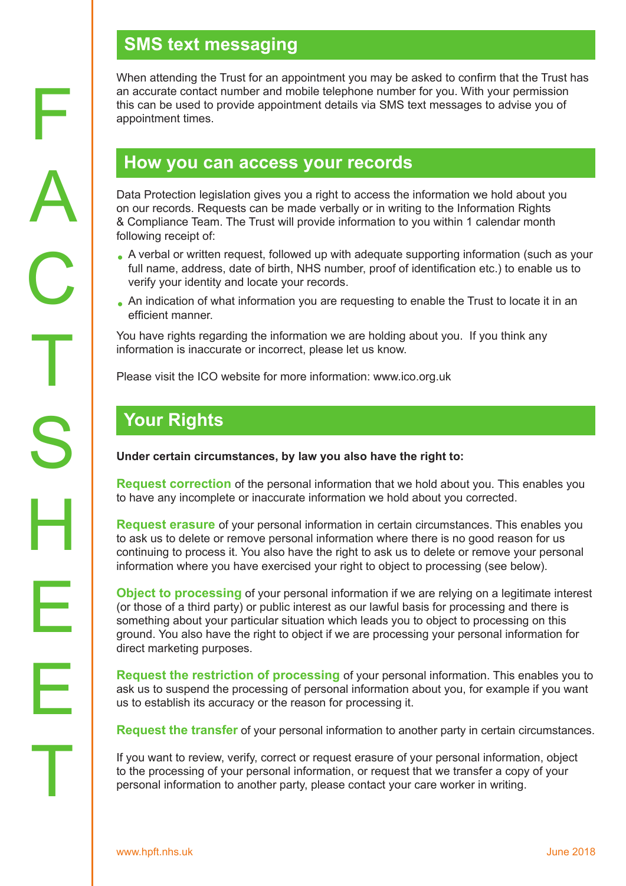## SMS text messaging

When attending the Trust for an appointment you may be asked to confirm that the Trust has an accurate contact number and mobile telephone number for you. With your permission this can be used to provide appointment details via SMS text messages to advise you of appointment times.

## How you can access your records

Data Protection legislation gives you a right to access the information we hold about you on our records. Requests can be made verbally or in writing to the Information Rights & Compliance Team. The Trust will provide information to you within 1 calendar month following receipt of:

- A verbal or written request, followed up with adequate supporting information (such as your full name, address, date of birth, NHS number, proof of identification etc.) to enable us to verify your identity and locate your records.
- An indication of what information you are requesting to enable the Trust to locate it in an efficient manner.

You have rights regarding the information we are holding about you. If you think any information is inaccurate or incorrect, please let us know.

Please visit the ICO website for more information: www.ico.org.uk

## Your Rights

**Under certain circumstances, by law you also have the right to:**

**Request correction** of the personal information that we hold about you. This enables you to have any incomplete or inaccurate information we hold about you corrected.

**Request erasure** of your personal information in certain circumstances. This enables you to ask us to delete or remove personal information where there is no good reason for us continuing to process it. You also have the right to ask us to delete or remove your personal information where you have exercised your right to object to processing (see below).

**Object to processing** of your personal information if we are relying on a legitimate interest (or those of a third party) or public interest as our lawful basis for processing and there is something about your particular situation which leads you to object to processing on this ground. You also have the right to object if we are processing your personal information for direct marketing purposes.

**Request the restriction of processing** of your personal information. This enables you to ask us to suspend the processing of personal information about you, for example if you want us to establish its accuracy or the reason for processing it.

**Request the transfer** of your personal information to another party in certain circumstances.

If you want to review, verify, correct or request erasure of your personal information, object to the processing of your personal information, or request that we transfer a copy of your personal information to another party, please contact your care worker in writing.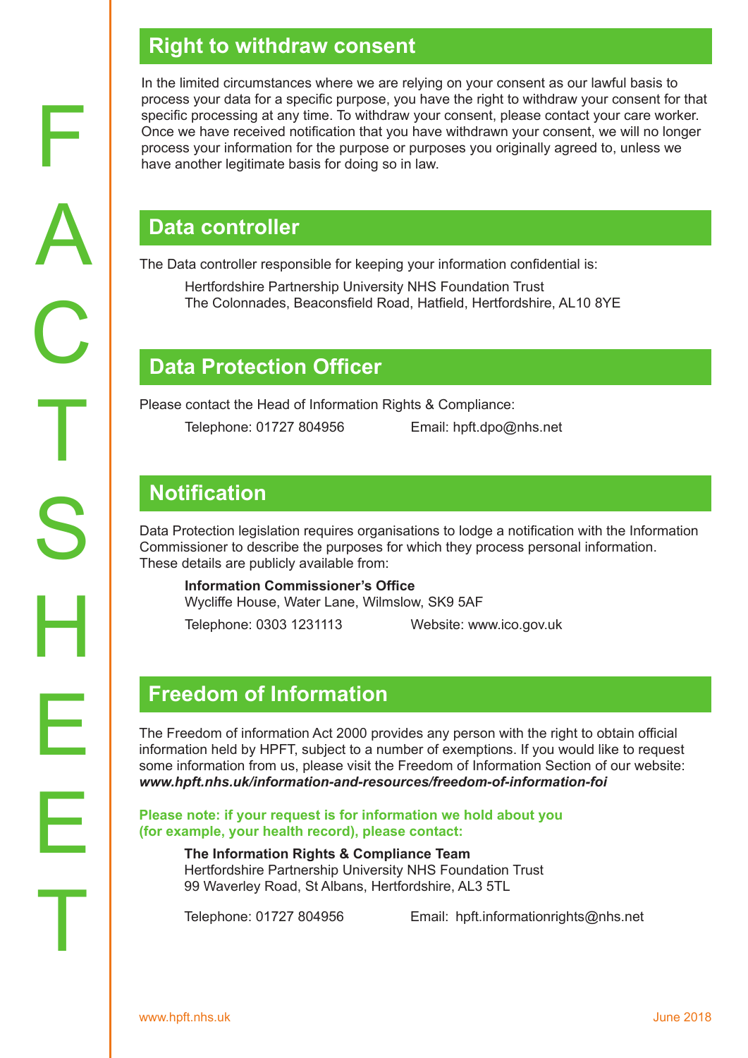## Right to withdraw consent

In the limited circumstances where we are relying on your consent as our lawful basis to process your data for a specific purpose, you have the right to withdraw your consent for that specific processing at any time. To withdraw your consent, please contact your care worker. Once we have received notification that you have withdrawn your consent, we will no longer process your information for the purpose or purposes you originally agreed to, unless we have another legitimate basis for doing so in law.

## Data controller

The Data controller responsible for keeping your information confidential is:

Hertfordshire Partnership University NHS Foundation Trust
The Colonnades, Beaconsfield Road, Hatfield, Hertfordshire, AL10 8YE

## Data Protection Officer

Please contact the Head of Information Rights & Compliance:

Telephone: 01727 804956 Email: hpft.dpo@nhs.net

## Notification

Data Protection legislation requires organisations to lodge a notification with the Information Commissioner to describe the purposes for which they process personal information. These details are publicly available from:

**Information Commissioner's Office**
Wycliffe House, Water Lane, Wilmslow, SK9 5AF

Telephone: 0303 1231113 Website: www.ico.gov.uk

## Freedom of Information

The Freedom of information Act 2000 provides any person with the right to obtain official information held by HPFT, subject to a number of exemptions. If you would like to request some information from us, please visit the Freedom of Information Section of our website: ***www.hpft.nhs.uk/information-and-resources/freedom-of-information-foi***

**Please note: if your request is for information we hold about you (for example, your health record), please contact:**

**The Information Rights & Compliance Team**
Hertfordshire Partnership University NHS Foundation Trust
99 Waverley Road, St Albans, Hertfordshire, AL3 5TL

Telephone: 01727 804956 Email: hpft.informationrights@nhs.net

www.hpft.nhs.uk June 2018